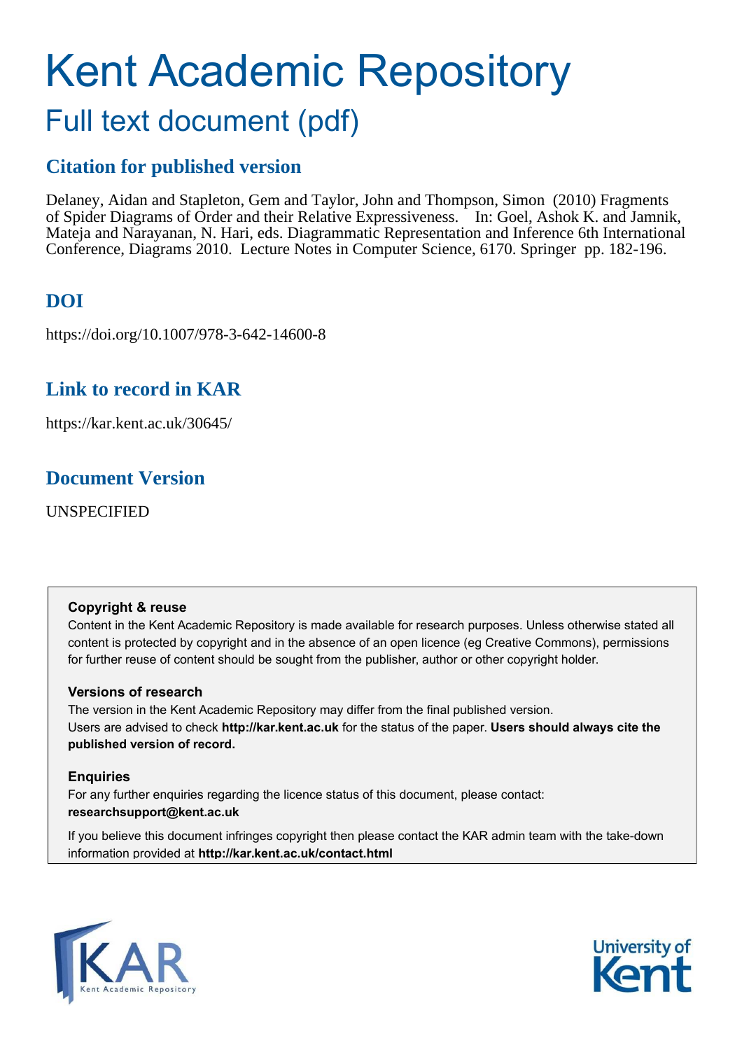# Kent Academic Repository

## Full text document (pdf)

### Citation for published version

Delaney, Aidan and Stapleton, Gem and Taylor, John and Thompson, Simon (2010) Fragments of Spider Diagrams of Order and their Relative Expressiveness. In: Goel, Ashok K. and Jamnik, Mateja and Narayanan, N. Hari, eds. Diagrammatic Representation and Inference 6th International Conference, Diagrams 2010. Lecture Notes in Computer Science, 6170. Springer pp. 182-196.

### DOI

https://doi.org/10.1007/978-3-642-14600-8

### Link to record in KAR

https://kar.kent.ac.uk/30645/

### Document Version

UNSPECIFIED

**Copyright & reuse**

Content in the Kent Academic Repository is made available for research purposes. Unless otherwise stated all content is protected by copyright and in the absence of an open licence (eg Creative Commons), permissions for further reuse of content should be sought from the publisher, author or other copyright holder.

**Versions of research**

The version in the Kent Academic Repository may differ from the final published version. Users are advised to check **http://kar.kent.ac.uk** for the status of the paper. **Users should always cite the published version of record.**

**Enquiries**

For any further enquiries regarding the licence status of this document, please contact: **researchsupport@kent.ac.uk**

If you believe this document infringes copyright then please contact the KAR admin team with the take-down information provided at **http://kar.kent.ac.uk/contact.html**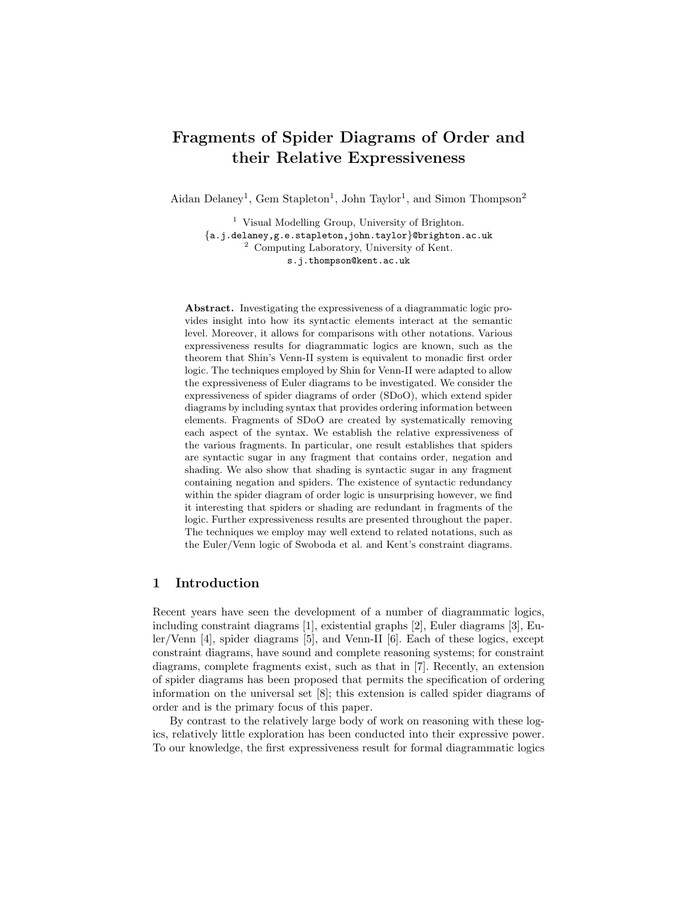# Fragments of Spider Diagrams of Order and their Relative Expressiveness

Aidan Delaney[1], Gem Stapleton[1], John Taylor[1], and Simon Thompson[2]

[1] Visual Modelling Group, University of Brighton.
{a.j.delaney,g.e.stapleton,john.taylor}@brighton.ac.uk
[2] Computing Laboratory, University of Kent.
s.j.thompson@kent.ac.uk

**Abstract.** Investigating the expressiveness of a diagrammatic logic provides insight into how its syntactic elements interact at the semantic level. Moreover, it allows for comparisons with other notations. Various expressiveness results for diagrammatic logics are known, such as the theorem that Shin's Venn-II system is equivalent to monadic first order logic. The techniques employed by Shin for Venn-II were adapted to allow the expressiveness of Euler diagrams to be investigated. We consider the expressiveness of spider diagrams of order (SDoO), which extend spider diagrams by including syntax that provides ordering information between elements. Fragments of SDoO are created by systematically removing each aspect of the syntax. We establish the relative expressiveness of the various fragments. In particular, one result establishes that spiders are syntactic sugar in any fragment that contains order, negation and shading. We also show that shading is syntactic sugar in any fragment containing negation and spiders. The existence of syntactic redundancy within the spider diagram of order logic is unsurprising however, we find it interesting that spiders or shading are redundant in fragments of the logic. Further expressiveness results are presented throughout the paper. The techniques we employ may well extend to related notations, such as the Euler/Venn logic of Swoboda et al. and Kent's constraint diagrams.

## 1 Introduction

Recent years have seen the development of a number of diagrammatic logics, including constraint diagrams [1], existential graphs [2], Euler diagrams [3], Euler/Venn [4], spider diagrams [5], and Venn-II [6]. Each of these logics, except constraint diagrams, have sound and complete reasoning systems; for constraint diagrams, complete fragments exist, such as that in [7]. Recently, an extension of spider diagrams has been proposed that permits the specification of ordering information on the universal set [8]; this extension is called spider diagrams of order and is the primary focus of this paper.

By contrast to the relatively large body of work on reasoning with these logics, relatively little exploration has been conducted into their expressive power. To our knowledge, the first expressiveness result for formal diagrammatic logics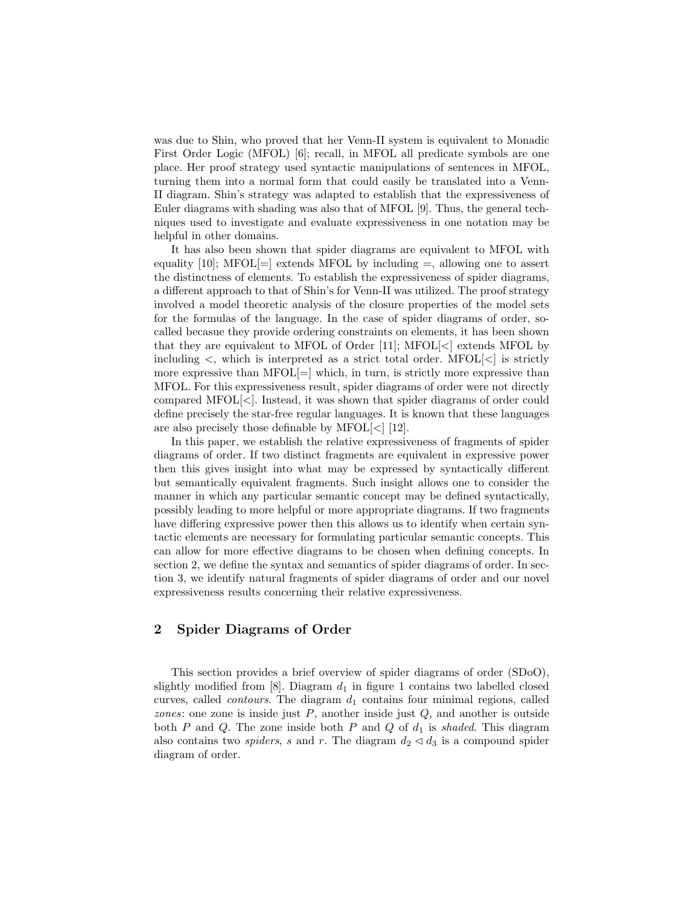was due to Shin, who proved that her Venn-II system is equivalent to Monadic First Order Logic (MFOL) [6]; recall, in MFOL all predicate symbols are one place. Her proof strategy used syntactic manipulations of sentences in MFOL, turning them into a normal form that could easily be translated into a Venn-II diagram. Shin's strategy was adapted to establish that the expressiveness of Euler diagrams with shading was also that of MFOL [9]. Thus, the general techniques used to investigate and evaluate expressiveness in one notation may be helpful in other domains.

It has also been shown that spider diagrams are equivalent to MFOL with equality [10]; MFOL[=] extends MFOL by including =, allowing one to assert the distinctness of elements. To establish the expressiveness of spider diagrams, a different approach to that of Shin's for Venn-II was utilized. The proof strategy involved a model theoretic analysis of the closure properties of the model sets for the formulas of the language. In the case of spider diagrams of order, so-called becasue they provide ordering constraints on elements, it has been shown that they are equivalent to MFOL of Order [11]; MFOL[<] extends MFOL by including <, which is interpreted as a strict total order. MFOL[<] is strictly more expressive than MFOL[=] which, in turn, is strictly more expressive than MFOL. For this expressiveness result, spider diagrams of order were not directly compared MFOL[<]. Instead, it was shown that spider diagrams of order could define precisely the star-free regular languages. It is known that these languages are also precisely those definable by MFOL[<] [12].

In this paper, we establish the relative expressiveness of fragments of spider diagrams of order. If two distinct fragments are equivalent in expressive power then this gives insight into what may be expressed by syntactically different but semantically equivalent fragments. Such insight allows one to consider the manner in which any particular semantic concept may be defined syntactically, possibly leading to more helpful or more appropriate diagrams. If two fragments have differing expressive power then this allows us to identify when certain syntactic elements are necessary for formulating particular semantic concepts. This can allow for more effective diagrams to be chosen when defining concepts. In section 2, we define the syntax and semantics of spider diagrams of order. In section 3, we identify natural fragments of spider diagrams of order and our novel expressiveness results concerning their relative expressiveness.

## 2 Spider Diagrams of Order

This section provides a brief overview of spider diagrams of order (SDoO), slightly modified from [8]. Diagram $d_1$ in figure 1 contains two labelled closed curves, called *contours*. The diagram $d_1$ contains four minimal regions, called *zones*: one zone is inside just $P$, another inside just $Q$, and another is outside both $P$ and $Q$. The zone inside both $P$ and $Q$ of $d_1$ is *shaded*. This diagram also contains two *spiders*, $s$ and $r$. The diagram $d_2 \lhd d_3$ is a compound spider diagram of order.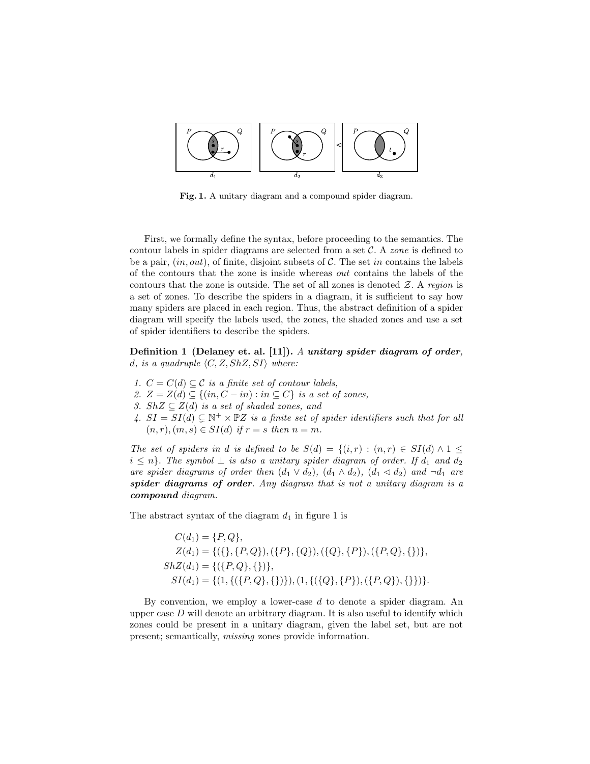**Fig. 1.** A unitary diagram and a compound spider diagram.

First, we formally define the syntax, before proceeding to the semantics. The contour labels in spider diagrams are selected from a set $\mathcal{C}$. A *zone* is defined to be a pair, $(in, out)$, of finite, disjoint subsets of $\mathcal{C}$. The set $in$ contains the labels of the contours that the zone is inside whereas *out* contains the labels of the contours that the zone is outside. The set of all zones is denoted $\mathcal{Z}$. A *region* is a set of zones. To describe the spiders in a diagram, it is sufficient to say how many spiders are placed in each region. Thus, the abstract definition of a spider diagram will specify the labels used, the zones, the shaded zones and use a set of spider identifiers to describe the spiders.

**Definition 1 (Delaney et. al. [11]).** *A* ***unitary spider diagram of order****, $d$, is a quadruple $\langle C, Z, ShZ, SI\rangle$ where:*

1. *$C = C(d) \subseteq \mathcal{C}$ is a finite set of contour labels,*
2. *$Z = Z(d) \subseteq \{(in, C - in) : in \subseteq C\}$ is a set of zones,*
3. *$ShZ \subseteq Z(d)$ is a set of shaded zones, and*
4. *$SI = SI(d) \subsetneq \mathbb{N}^+ \times \mathbb{P}Z$ is a finite set of spider identifiers such that for all $(n, r), (m, s) \in SI(d)$ if $r = s$ then $n = m$.*

*The set of spiders in $d$ is defined to be $S(d) = \{(i, r) : (n, r) \in SI(d) \wedge 1 \leq i \leq n\}$. The symbol $\bot$ is also a unitary spider diagram of order. If $d_1$ and $d_2$ are spider diagrams of order then $(d_1 \vee d_2)$, $(d_1 \wedge d_2)$, $(d_1 \lhd d_2)$ and $\neg d_1$ are* ***spider diagrams of order****. Any diagram that is not a unitary diagram is a* ***compound*** *diagram.*

The abstract syntax of the diagram $d_1$ in figure 1 is

$$
\begin{aligned}
C(d_1) &= \{P, Q\},\\
Z(d_1) &= \{(\{\}, \{P, Q\}), (\{P\}, \{Q\}), (\{Q\}, \{P\}), (\{P, Q\}, \{\})\},\\
ShZ(d_1) &= \{(\{P, Q\}, \{\})\},\\
SI(d_1) &= \{(1, \{(\{P, Q\}, \{\})\}), (1, \{(\{Q\}, \{P\}), (\{P, Q\}), \{\}\})\}.
\end{aligned}
$$

By convention, we employ a lower-case $d$ to denote a spider diagram. An upper case $D$ will denote an arbitrary diagram. It is also useful to identify which zones could be present in a unitary diagram, given the label set, but are not present; semantically, *missing* zones provide information.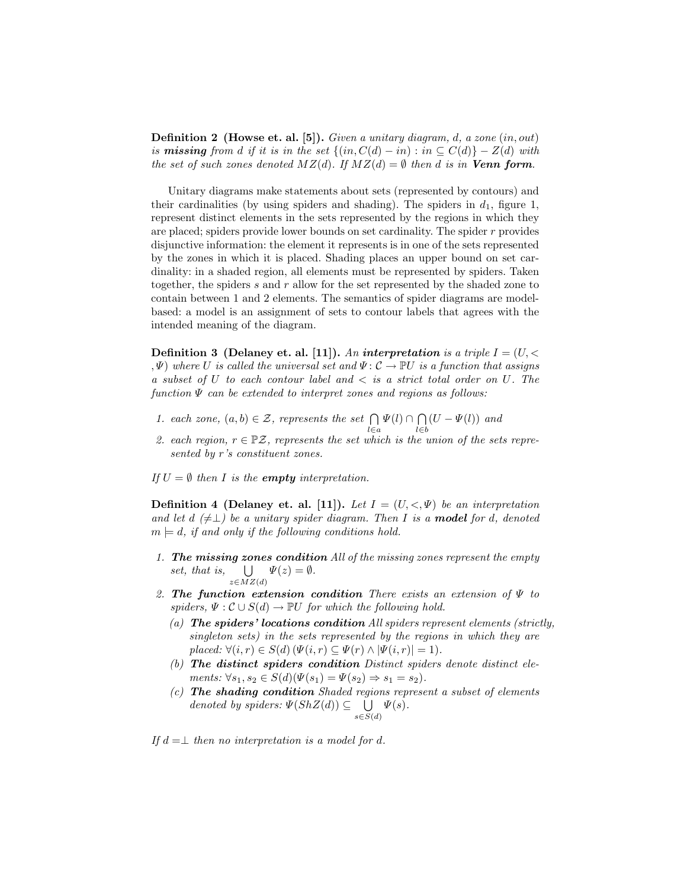**Definition 2 (Howse et. al. [5]).** *Given a unitary diagram, d, a zone $(in, out)$ is **missing** from d if it is in the set $\{(in, C(d) - in) : in \subseteq C(d)\} - Z(d)$ with the set of such zones denoted $MZ(d)$. If $MZ(d) = \emptyset$ then d is in **Venn form**.*

Unitary diagrams make statements about sets (represented by contours) and their cardinalities (by using spiders and shading). The spiders in $d_1$, figure 1, represent distinct elements in the sets represented by the regions in which they are placed; spiders provide lower bounds on set cardinality. The spider $r$ provides disjunctive information: the element it represents is in one of the sets represented by the zones in which it is placed. Shading places an upper bound on set cardinality: in a shaded region, all elements must be represented by spiders. Taken together, the spiders $s$ and $r$ allow for the set represented by the shaded zone to contain between 1 and 2 elements. The semantics of spider diagrams are model-based: a model is an assignment of sets to contour labels that agrees with the intended meaning of the diagram.

**Definition 3 (Delaney et. al. [11]).** *An **interpretation** is a triple $I = (U, <, \Psi)$ where U is called the universal set and $\Psi \colon \mathcal{C} \to \mathbb{P}U$ is a function that assigns a subset of U to each contour label and $<$ is a strict total order on U. The function $\Psi$ can be extended to interpret zones and regions as follows:*

1. *each zone, $(a, b) \in \mathcal{Z}$, represents the set $\bigcap_{l \in a} \Psi(l) \cap \bigcap_{l \in b} (U - \Psi(l))$ and*
2. *each region, $r \in \mathbb{P}\mathcal{Z}$, represents the set which is the union of the sets represented by r's constituent zones.*

*If $U = \emptyset$ then I is the **empty** interpretation.*

**Definition 4 (Delaney et. al. [11]).** *Let $I = (U, <, \Psi)$ be an interpretation and let $d$ $(\neq \perp)$ be a unitary spider diagram. Then I is a **model** for d, denoted $m \models d$, if and only if the following conditions hold.*

1. ***The missing zones condition*** *All of the missing zones represent the empty set, that is, $\bigcup_{z \in MZ(d)} \Psi(z) = \emptyset$.*
2. ***The function extension condition*** *There exists an extension of $\Psi$ to spiders, $\Psi : \mathcal{C} \cup S(d) \to \mathbb{P}U$ for which the following hold.*
   (a) ***The spiders' locations condition*** *All spiders represent elements (strictly, singleton sets) in the sets represented by the regions in which they are placed: $\forall (i, r) \in S(d)\, (\Psi(i, r) \subseteq \Psi(r) \wedge |\Psi(i, r)| = 1)$.*
   (b) ***The distinct spiders condition*** *Distinct spiders denote distinct elements: $\forall s_1, s_2 \in S(d) (\Psi(s_1) = \Psi(s_2) \Rightarrow s_1 = s_2)$.*
   (c) ***The shading condition*** *Shaded regions represent a subset of elements denoted by spiders: $\Psi(ShZ(d)) \subseteq \bigcup_{s \in S(d)} \Psi(s)$.*

*If $d = \perp$ then no interpretation is a model for d.*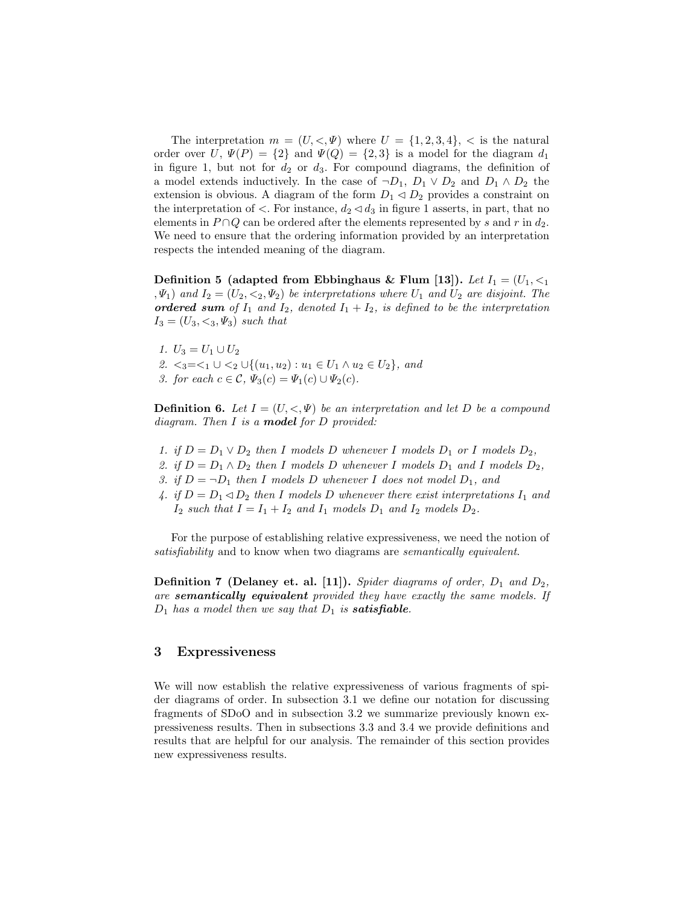The interpretation $m = (U, <, \Psi)$ where $U = \{1, 2, 3, 4\}$, $<$ is the natural order over $U$, $\Psi(P) = \{2\}$ and $\Psi(Q) = \{2, 3\}$ is a model for the diagram $d_1$ in figure 1, but not for $d_2$ or $d_3$. For compound diagrams, the definition of a model extends inductively. In the case of $\neg D_1$, $D_1 \vee D_2$ and $D_1 \wedge D_2$ the extension is obvious. A diagram of the form $D_1 \lhd D_2$ provides a constraint on the interpretation of $<$. For instance, $d_2 \lhd d_3$ in figure 1 asserts, in part, that no elements in $P \cap Q$ can be ordered after the elements represented by $s$ and $r$ in $d_2$. We need to ensure that the ordering information provided by an interpretation respects the intended meaning of the diagram.

**Definition 5 (adapted from Ebbinghaus & Flum [13]).** *Let $I_1 = (U_1, <_1, \Psi_1)$ and $I_2 = (U_2, <_2, \Psi_2)$ be interpretations where $U_1$ and $U_2$ are disjoint. The **ordered sum** of $I_1$ and $I_2$, denoted $I_1 + I_2$, is defined to be the interpretation $I_3 = (U_3, <_3, \Psi_3)$ such that*

1. *$U_3 = U_1 \cup U_2$*
2. *$<_3 = <_1 \cup <_2 \cup \{(u_1, u_2) : u_1 \in U_1 \wedge u_2 \in U_2\}$, and*
3. *for each $c \in \mathcal{C}$, $\Psi_3(c) = \Psi_1(c) \cup \Psi_2(c)$.*

**Definition 6.** *Let $I = (U, <, \Psi)$ be an interpretation and let $D$ be a compound diagram. Then $I$ is a **model** for $D$ provided:*

1. *if $D = D_1 \vee D_2$ then $I$ models $D$ whenever $I$ models $D_1$ or $I$ models $D_2$,*
2. *if $D = D_1 \wedge D_2$ then $I$ models $D$ whenever $I$ models $D_1$ and $I$ models $D_2$,*
3. *if $D = \neg D_1$ then $I$ models $D$ whenever $I$ does not model $D_1$, and*
4. *if $D = D_1 \lhd D_2$ then $I$ models $D$ whenever there exist interpretations $I_1$ and $I_2$ such that $I = I_1 + I_2$ and $I_1$ models $D_1$ and $I_2$ models $D_2$.*

For the purpose of establishing relative expressiveness, we need the notion of *satisfiability* and to know when two diagrams are *semantically equivalent*.

**Definition 7 (Delaney et. al. [11]).** *Spider diagrams of order, $D_1$ and $D_2$, are **semantically equivalent** provided they have exactly the same models. If $D_1$ has a model then we say that $D_1$ is **satisfiable**.*

## 3 Expressiveness

We will now establish the relative expressiveness of various fragments of spider diagrams of order. In subsection 3.1 we define our notation for discussing fragments of SDoO and in subsection 3.2 we summarize previously known expressiveness results. Then in subsections 3.3 and 3.4 we provide definitions and results that are helpful for our analysis. The remainder of this section provides new expressiveness results.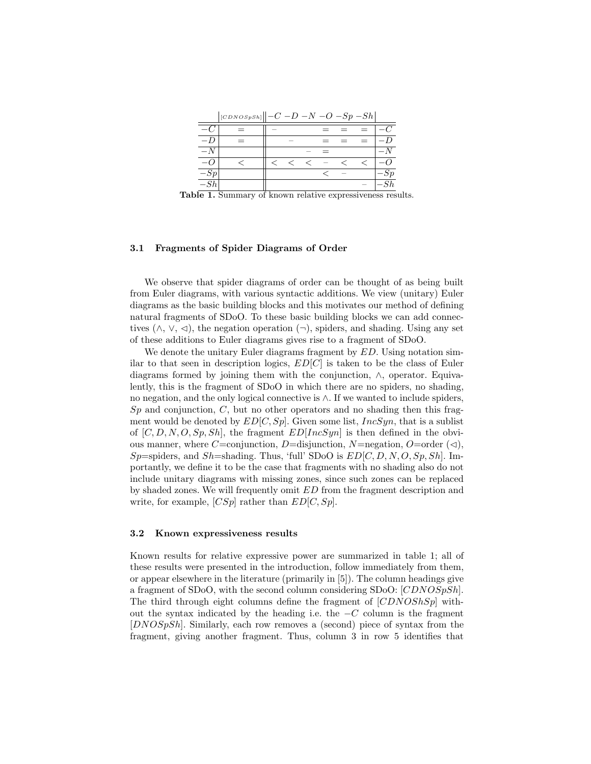| | $[CDNOSpSh]$ | $-C$ | $-D$ | $-N$ | $-O$ | $-Sp$ | $-Sh$ | |
|---|---|---|---|---|---|---|---|---|
| $-C$ | $=$ | – | | | $=$ | $=$ | $=$ | $-C$ |
| $-D$ | $=$ | | – | | $=$ | $=$ | $=$ | $-D$ |
| $-N$ | | | | – | $=$ | | | $-N$ |
| $-O$ | $<$ | $<$ | $<$ | $<$ | – | $<$ | $<$ | $-O$ |
| $-Sp$ | | | | | $<$ | – | | $-Sp$ |
| $-Sh$ | | | | | | | – | $-Sh$ |

**Table 1.** Summary of known relative expressiveness results.

### 3.1 Fragments of Spider Diagrams of Order

We observe that spider diagrams of order can be thought of as being built from Euler diagrams, with various syntactic additions. We view (unitary) Euler diagrams as the basic building blocks and this motivates our method of defining natural fragments of SDoO. To these basic building blocks we can add connectives ($\wedge$, $\vee$, $\lhd$), the negation operation ($\neg$), spiders, and shading. Using any set of these additions to Euler diagrams gives rise to a fragment of SDoO.

We denote the unitary Euler diagrams fragment by $ED$. Using notation similar to that seen in description logics, $ED[C]$ is taken to be the class of Euler diagrams formed by joining them with the conjunction, $\wedge$, operator. Equivalently, this is the fragment of SDoO in which there are no spiders, no shading, no negation, and the only logical connective is $\wedge$. If we wanted to include spiders, $Sp$ and conjunction, $C$, but no other operators and no shading then this fragment would be denoted by $ED[C, Sp]$. Given some list, $IncSyn$, that is a sublist of $[C, D, N, O, Sp, Sh]$, the fragment $ED[IncSyn]$ is then defined in the obvious manner, where $C$=conjunction, $D$=disjunction, $N$=negation, $O$=order ($\lhd$), $Sp$=spiders, and $Sh$=shading. Thus, 'full' SDoO is $ED[C, D, N, O, Sp, Sh]$. Importantly, we define it to be the case that fragments with no shading also do not include unitary diagrams with missing zones, since such zones can be replaced by shaded zones. We will frequently omit $ED$ from the fragment description and write, for example, $[CSp]$ rather than $ED[C, Sp]$.

### 3.2 Known expressiveness results

Known results for relative expressive power are summarized in table 1; all of these results were presented in the introduction, follow immediately from them, or appear elsewhere in the literature (primarily in [5]). The column headings give a fragment of SDoO, with the second column considering SDoO: $[CDNOSpSh]$. The third through eight columns define the fragment of $[CDNOShSp]$ without the syntax indicated by the heading i.e. the $-C$ column is the fragment $[DNOSpSh]$. Similarly, each row removes a (second) piece of syntax from the fragment, giving another fragment. Thus, column 3 in row 5 identifies that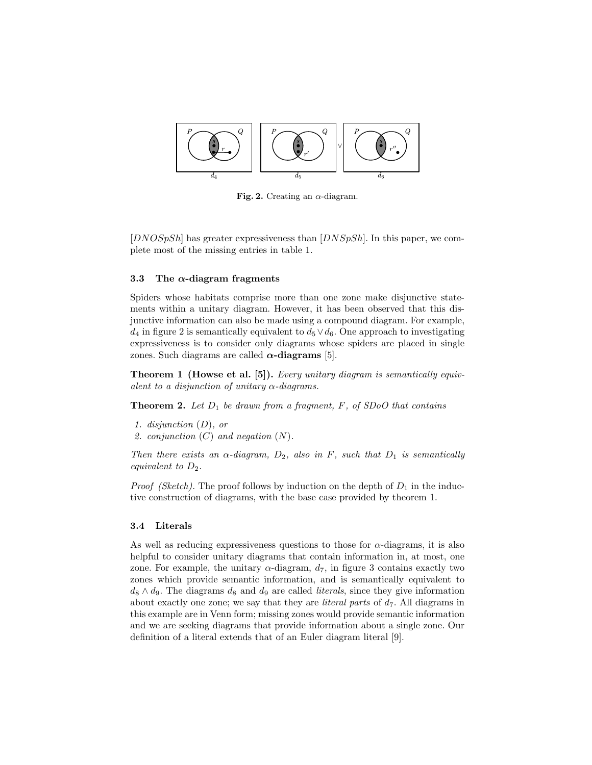Fig. 2. Creating an $\alpha$-diagram.

$[DNOSpSh]$ has greater expressiveness than $[DNSpSh]$. In this paper, we complete most of the missing entries in table 1.

### 3.3 The $\alpha$-diagram fragments

Spiders whose habitats comprise more than one zone make disjunctive statements within a unitary diagram. However, it has been observed that this disjunctive information can also be made using a compound diagram. For example, $d_4$ in figure 2 is semantically equivalent to $d_5 \vee d_6$. One approach to investigating expressiveness is to consider only diagrams whose spiders are placed in single zones. Such diagrams are called **$\alpha$-diagrams** [5].

**Theorem 1 (Howse et al. [5]).** *Every unitary diagram is semantically equivalent to a disjunction of unitary $\alpha$-diagrams.*

**Theorem 2.** *Let $D_1$ be drawn from a fragment, $F$, of SDoO that contains*

1. *disjunction $(D)$, or*
2. *conjunction $(C)$ and negation $(N)$.*

*Then there exists an $\alpha$-diagram, $D_2$, also in $F$, such that $D_1$ is semantically equivalent to $D_2$.*

*Proof (Sketch).* The proof follows by induction on the depth of $D_1$ in the inductive construction of diagrams, with the base case provided by theorem 1.

### 3.4 Literals

As well as reducing expressiveness questions to those for $\alpha$-diagrams, it is also helpful to consider unitary diagrams that contain information in, at most, one zone. For example, the unitary $\alpha$-diagram, $d_7$, in figure 3 contains exactly two zones which provide semantic information, and is semantically equivalent to $d_8 \wedge d_9$. The diagrams $d_8$ and $d_9$ are called *literals*, since they give information about exactly one zone; we say that they are *literal parts* of $d_7$. All diagrams in this example are in Venn form; missing zones would provide semantic information and we are seeking diagrams that provide information about a single zone. Our definition of a literal extends that of an Euler diagram literal [9].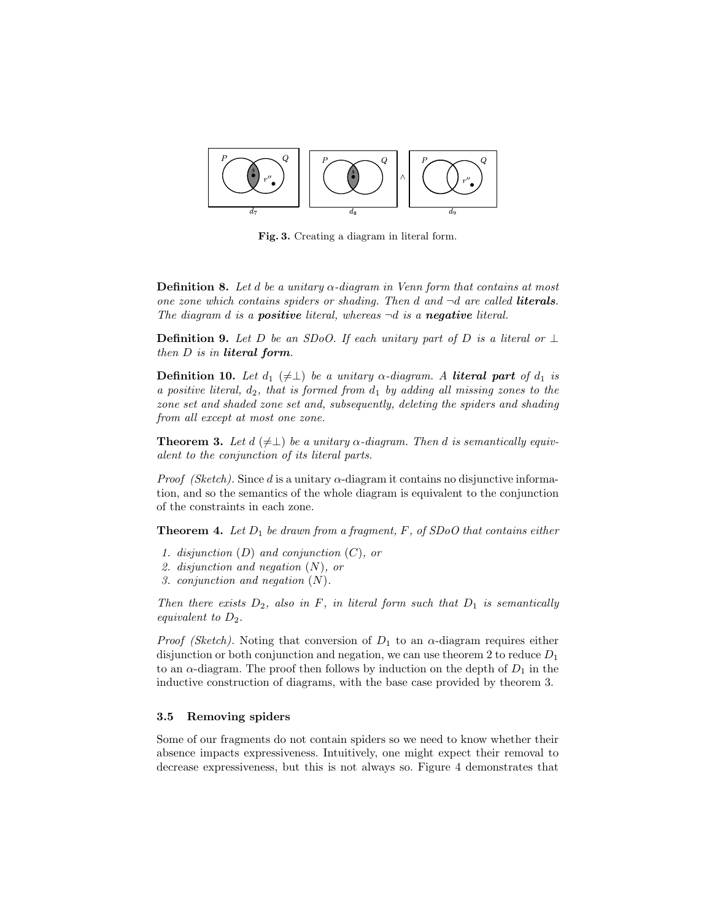**Fig. 3.** Creating a diagram in literal form.

**Definition 8.** *Let $d$ be a unitary $\alpha$-diagram in Venn form that contains at most one zone which contains spiders or shading. Then $d$ and $\neg d$ are called **literals**. The diagram $d$ is a **positive** literal, whereas $\neg d$ is a **negative** literal.*

**Definition 9.** *Let $D$ be an SDoO. If each unitary part of $D$ is a literal or $\perp$ then $D$ is in **literal form**.*

**Definition 10.** *Let $d_1$ ($\neq\perp$) be a unitary $\alpha$-diagram. A **literal part** of $d_1$ is a positive literal, $d_2$, that is formed from $d_1$ by adding all missing zones to the zone set and shaded zone set and, subsequently, deleting the spiders and shading from all except at most one zone.*

**Theorem 3.** *Let $d$ ($\neq\perp$) be a unitary $\alpha$-diagram. Then $d$ is semantically equivalent to the conjunction of its literal parts.*

*Proof (Sketch).* Since $d$ is a unitary $\alpha$-diagram it contains no disjunctive information, and so the semantics of the whole diagram is equivalent to the conjunction of the constraints in each zone.

**Theorem 4.** *Let $D_1$ be drawn from a fragment, $F$, of SDoO that contains either*

1. *disjunction ($D$) and conjunction ($C$), or*
2. *disjunction and negation ($N$), or*
3. *conjunction and negation ($N$).*

*Then there exists $D_2$, also in $F$, in literal form such that $D_1$ is semantically equivalent to $D_2$.*

*Proof (Sketch).* Noting that conversion of $D_1$ to an $\alpha$-diagram requires either disjunction or both conjunction and negation, we can use theorem 2 to reduce $D_1$ to an $\alpha$-diagram. The proof then follows by induction on the depth of $D_1$ in the inductive construction of diagrams, with the base case provided by theorem 3.

### 3.5 Removing spiders

Some of our fragments do not contain spiders so we need to know whether their absence impacts expressiveness. Intuitively, one might expect their removal to decrease expressiveness, but this is not always so. Figure 4 demonstrates that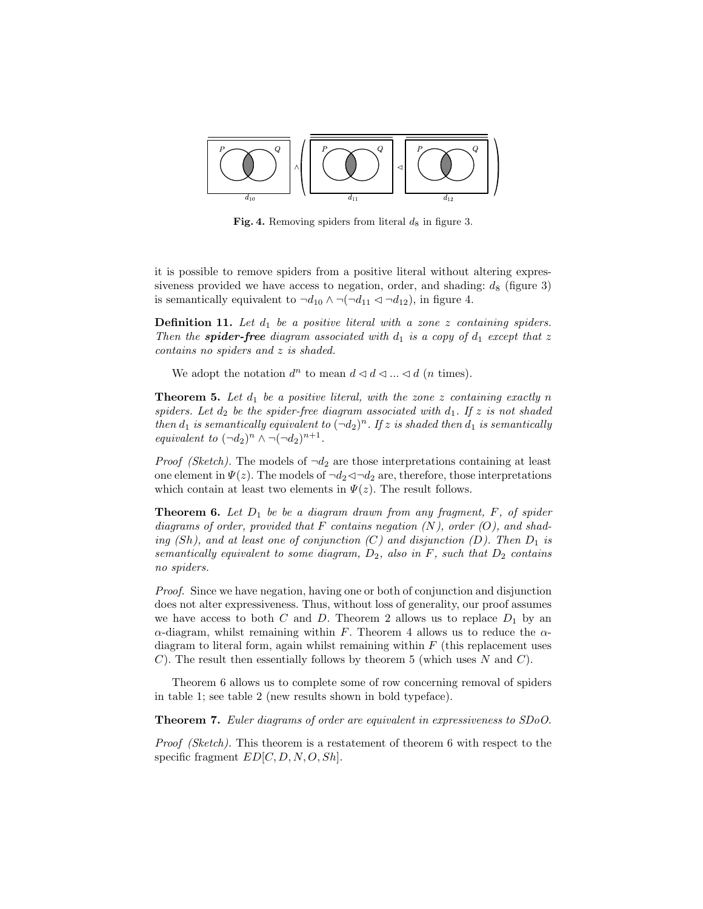**Fig. 4.** Removing spiders from literal $d_8$ in figure 3.

it is possible to remove spiders from a positive literal without altering expressiveness provided we have access to negation, order, and shading: $d_8$ (figure 3) is semantically equivalent to $\neg d_{10} \wedge \neg(\neg d_{11} \lhd \neg d_{12})$, in figure 4.

**Definition 11.** *Let $d_1$ be a positive literal with a zone $z$ containing spiders. Then the* ***spider-free*** *diagram associated with $d_1$ is a copy of $d_1$ except that $z$ contains no spiders and $z$ is shaded.*

We adopt the notation $d^n$ to mean $d \lhd d \lhd ... \lhd d$ ($n$ times).

**Theorem 5.** *Let $d_1$ be a positive literal, with the zone $z$ containing exactly $n$ spiders. Let $d_2$ be the spider-free diagram associated with $d_1$. If $z$ is not shaded then $d_1$ is semantically equivalent to $(\neg d_2)^n$. If $z$ is shaded then $d_1$ is semantically equivalent to $(\neg d_2)^n \wedge \neg(\neg d_2)^{n+1}$.*

*Proof (Sketch).* The models of $\neg d_2$ are those interpretations containing at least one element in $\Psi(z)$. The models of $\neg d_2 \lhd \neg d_2$ are, therefore, those interpretations which contain at least two elements in $\Psi(z)$. The result follows.

**Theorem 6.** *Let $D_1$ be be a diagram drawn from any fragment, $F$, of spider diagrams of order, provided that $F$ contains negation ($N$), order ($O$), and shading ($Sh$), and at least one of conjunction ($C$) and disjunction ($D$). Then $D_1$ is semantically equivalent to some diagram, $D_2$, also in $F$, such that $D_2$ contains no spiders.*

*Proof.* Since we have negation, having one or both of conjunction and disjunction does not alter expressiveness. Thus, without loss of generality, our proof assumes we have access to both $C$ and $D$. Theorem 2 allows us to replace $D_1$ by an $\alpha$-diagram, whilst remaining within $F$. Theorem 4 allows us to reduce the $\alpha$-diagram to literal form, again whilst remaining within $F$ (this replacement uses $C$). The result then essentially follows by theorem 5 (which uses $N$ and $C$).

Theorem 6 allows us to complete some of row concerning removal of spiders in table 1; see table 2 (new results shown in bold typeface).

**Theorem 7.** *Euler diagrams of order are equivalent in expressiveness to SDoO.*

*Proof (Sketch).* This theorem is a restatement of theorem 6 with respect to the specific fragment $ED[C, D, N, O, Sh]$.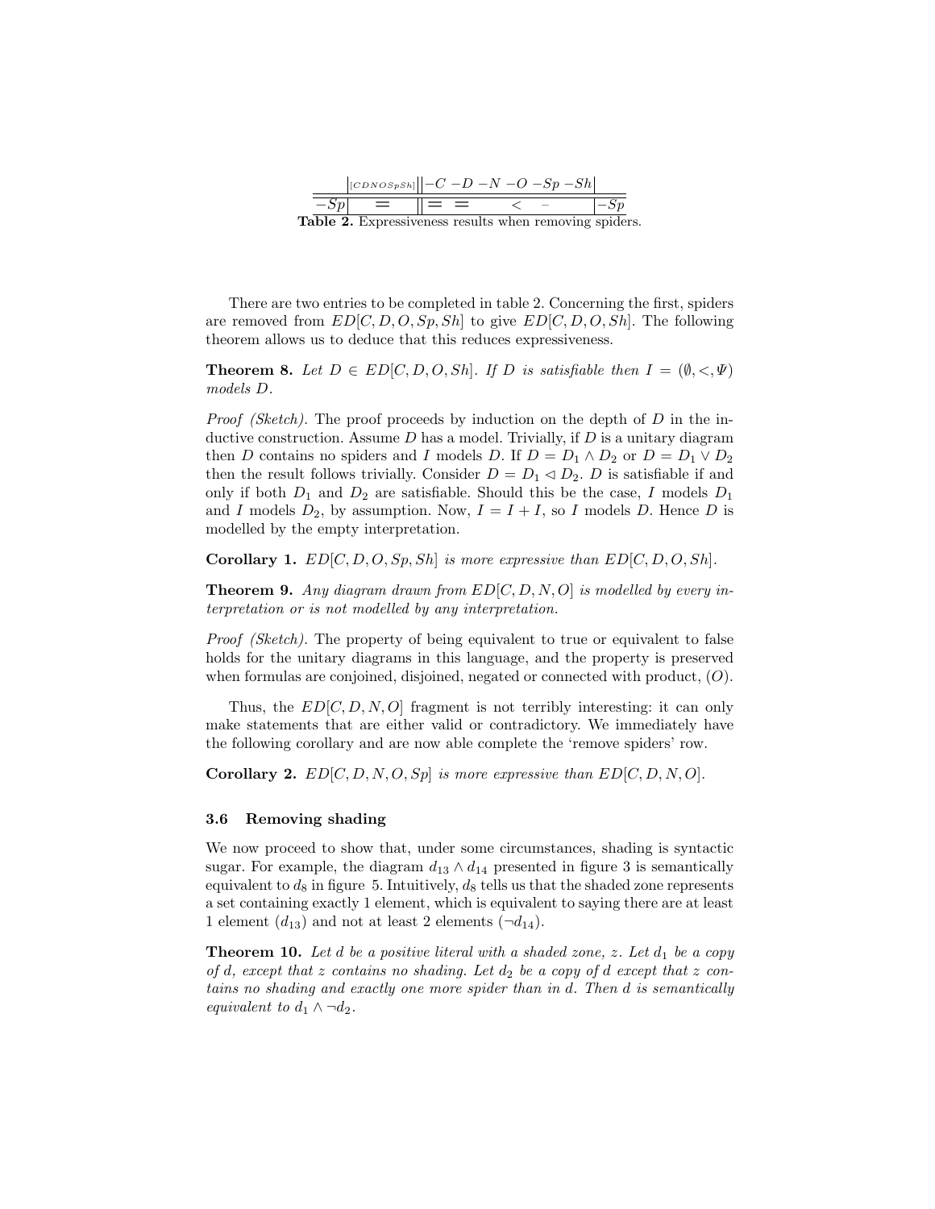|  | $[CDNOSpSh]$ | $-C$ | $-D$ | $-N$ | $-O$ | $-Sp$ | $-Sh$ |
|---|---|---|---|---|---|---|---|
| $-Sp$ | $=$ | $=$ | $=$ |  | $<$ | $-$ | $-Sp$ |

**Table 2.** Expressiveness results when removing spiders.

There are two entries to be completed in table 2. Concerning the first, spiders are removed from $ED[C, D, O, Sp, Sh]$ to give $ED[C, D, O, Sh]$. The following theorem allows us to deduce that this reduces expressiveness.

**Theorem 8.** *Let $D \in ED[C, D, O, Sh]$. If $D$ is satisfiable then $I = (\emptyset, <, \Psi)$ models $D$.*

*Proof (Sketch).* The proof proceeds by induction on the depth of $D$ in the inductive construction. Assume $D$ has a model. Trivially, if $D$ is a unitary diagram then $D$ contains no spiders and $I$ models $D$. If $D = D_1 \wedge D_2$ or $D = D_1 \vee D_2$ then the result follows trivially. Consider $D = D_1 \lhd D_2$. $D$ is satisfiable if and only if both $D_1$ and $D_2$ are satisfiable. Should this be the case, $I$ models $D_1$ and $I$ models $D_2$, by assumption. Now, $I = I + I$, so $I$ models $D$. Hence $D$ is modelled by the empty interpretation.

**Corollary 1.** *$ED[C, D, O, Sp, Sh]$ is more expressive than $ED[C, D, O, Sh]$.*

**Theorem 9.** *Any diagram drawn from $ED[C, D, N, O]$ is modelled by every interpretation or is not modelled by any interpretation.*

*Proof (Sketch).* The property of being equivalent to true or equivalent to false holds for the unitary diagrams in this language, and the property is preserved when formulas are conjoined, disjoined, negated or connected with product, $(O)$.

Thus, the $ED[C, D, N, O]$ fragment is not terribly interesting: it can only make statements that are either valid or contradictory. We immediately have the following corollary and are now able complete the 'remove spiders' row.

**Corollary 2.** *$ED[C, D, N, O, Sp]$ is more expressive than $ED[C, D, N, O]$.*

### 3.6 Removing shading

We now proceed to show that, under some circumstances, shading is syntactic sugar. For example, the diagram $d_{13} \wedge d_{14}$ presented in figure 3 is semantically equivalent to $d_8$ in figure 5. Intuitively, $d_8$ tells us that the shaded zone represents a set containing exactly 1 element, which is equivalent to saying there are at least 1 element ($d_{13}$) and not at least 2 elements ($\neg d_{14}$).

**Theorem 10.** *Let $d$ be a positive literal with a shaded zone, $z$. Let $d_1$ be a copy of $d$, except that $z$ contains no shading. Let $d_2$ be a copy of $d$ except that $z$ contains no shading and exactly one more spider than in $d$. Then $d$ is semantically equivalent to $d_1 \wedge \neg d_2$.*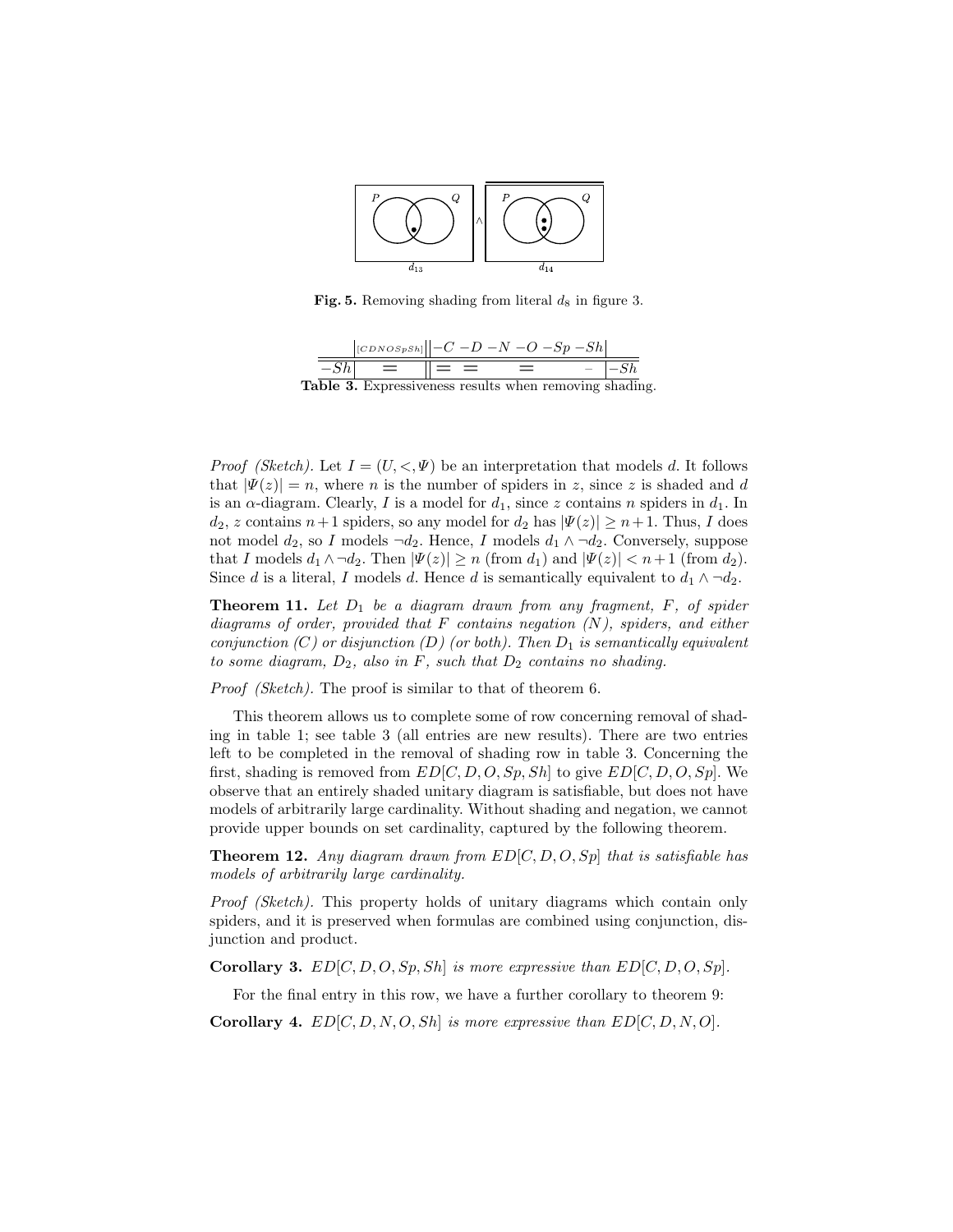Fig. 5. Removing shading from literal $d_8$ in figure 3.

| | $[CDNOSpSh]$ | $-C$ | $-D$ | $-N$ | $-O$ | $-Sp$ | $-Sh$ |
|---|---|---|---|---|---|---|---|
| $-Sh$ | $=$ | $=$ | $=$ | | $=$ | $-$ | $-Sh$ |

**Table 3.** Expressiveness results when removing shading.

*Proof (Sketch).* Let $I = (U, <, \Psi)$ be an interpretation that models $d$. It follows that $|\Psi(z)| = n$, where $n$ is the number of spiders in $z$, since $z$ is shaded and $d$ is an $\alpha$-diagram. Clearly, $I$ is a model for $d_1$, since $z$ contains $n$ spiders in $d_1$. In $d_2$, $z$ contains $n+1$ spiders, so any model for $d_2$ has $|\Psi(z)| \geq n+1$. Thus, $I$ does not model $d_2$, so $I$ models $\neg d_2$. Hence, $I$ models $d_1 \wedge \neg d_2$. Conversely, suppose that $I$ models $d_1 \wedge \neg d_2$. Then $|\Psi(z)| \geq n$ (from $d_1$) and $|\Psi(z)| < n+1$ (from $d_2$). Since $d$ is a literal, $I$ models $d$. Hence $d$ is semantically equivalent to $d_1 \wedge \neg d_2$.

**Theorem 11.** *Let $D_1$ be a diagram drawn from any fragment, $F$, of spider diagrams of order, provided that $F$ contains negation ($N$), spiders, and either conjunction ($C$) or disjunction ($D$) (or both). Then $D_1$ is semantically equivalent to some diagram, $D_2$, also in $F$, such that $D_2$ contains no shading.*

*Proof (Sketch).* The proof is similar to that of theorem 6.

This theorem allows us to complete some of row concerning removal of shading in table 1; see table 3 (all entries are new results). There are two entries left to be completed in the removal of shading row in table 3. Concerning the first, shading is removed from $ED[C, D, O, Sp, Sh]$ to give $ED[C, D, O, Sp]$. We observe that an entirely shaded unitary diagram is satisfiable, but does not have models of arbitrarily large cardinality. Without shading and negation, we cannot provide upper bounds on set cardinality, captured by the following theorem.

**Theorem 12.** *Any diagram drawn from $ED[C, D, O, Sp]$ that is satisfiable has models of arbitrarily large cardinality.*

*Proof (Sketch).* This property holds of unitary diagrams which contain only spiders, and it is preserved when formulas are combined using conjunction, disjunction and product.

**Corollary 3.** *$ED[C, D, O, Sp, Sh]$ is more expressive than $ED[C, D, O, Sp]$.*

For the final entry in this row, we have a further corollary to theorem 9:

**Corollary 4.** *$ED[C, D, N, O, Sh]$ is more expressive than $ED[C, D, N, O]$.*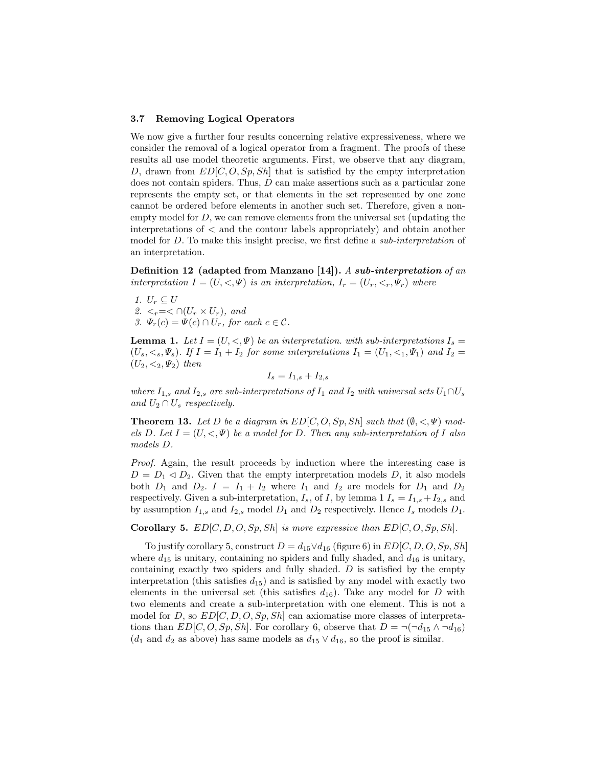### 3.7 Removing Logical Operators

We now give a further four results concerning relative expressiveness, where we consider the removal of a logical operator from a fragment. The proofs of these results all use model theoretic arguments. First, we observe that any diagram, $D$, drawn from $ED[C, O, Sp, Sh]$ that is satisfied by the empty interpretation does not contain spiders. Thus, $D$ can make assertions such as a particular zone represents the empty set, or that elements in the set represented by one zone cannot be ordered before elements in another such set. Therefore, given a non-empty model for $D$, we can remove elements from the universal set (updating the interpretations of $<$ and the contour labels appropriately) and obtain another model for $D$. To make this insight precise, we first define a *sub-interpretation* of an interpretation.

**Definition 12 (adapted from Manzano [14]).** *A* ***sub-interpretation*** *of an interpretation $I = (U, <, \Psi)$ is an interpretation, $I_r = (U_r, <_r, \Psi_r)$ where*

1. *$U_r \subseteq U$*
2. *$<_r = < \cap (U_r \times U_r)$, and*
3. *$\Psi_r(c) = \Psi(c) \cap U_r$, for each $c \in \mathcal{C}$.*

**Lemma 1.** *Let $I = (U, <, \Psi)$ be an interpretation. with sub-interpretations $I_s = (U_s, <_s, \Psi_s)$. If $I = I_1 + I_2$ for some interpretations $I_1 = (U_1, <_1, \Psi_1)$ and $I_2 = (U_2, <_2, \Psi_2)$ then*

$$I_s = I_{1,s} + I_{2,s}$$

*where $I_{1,s}$ and $I_{2,s}$ are sub-interpretations of $I_1$ and $I_2$ with universal sets $U_1 \cap U_s$ and $U_2 \cap U_s$ respectively.*

**Theorem 13.** *Let $D$ be a diagram in $ED[C, O, Sp, Sh]$ such that $(\emptyset, <, \Psi)$ models $D$. Let $I = (U, <, \Psi)$ be a model for $D$. Then any sub-interpretation of $I$ also models $D$.*

*Proof.* Again, the result proceeds by induction where the interesting case is $D = D_1 \lhd D_2$. Given that the empty interpretation models $D$, it also models both $D_1$ and $D_2$. $I = I_1 + I_2$ where $I_1$ and $I_2$ are models for $D_1$ and $D_2$ respectively. Given a sub-interpretation, $I_s$, of $I$, by lemma 1 $I_s = I_{1,s} + I_{2,s}$ and by assumption $I_{1,s}$ and $I_{2,s}$ model $D_1$ and $D_2$ respectively. Hence $I_s$ models $D_1$.

**Corollary 5.** *$ED[C, D, O, Sp, Sh]$ is more expressive than $ED[C, O, Sp, Sh]$.*

To justify corollary 5, construct $D = d_{15} \vee d_{16}$ (figure 6) in $ED[C, D, O, Sp, Sh]$ where $d_{15}$ is unitary, containing no spiders and fully shaded, and $d_{16}$ is unitary, containing exactly two spiders and fully shaded. $D$ is satisfied by the empty interpretation (this satisfies $d_{15}$) and is satisfied by any model with exactly two elements in the universal set (this satisfies $d_{16}$). Take any model for $D$ with two elements and create a sub-interpretation with one element. This is not a model for $D$, so $ED[C, D, O, Sp, Sh]$ can axiomatise more classes of interpretations than $ED[C, O, Sp, Sh]$. For corollary 6, observe that $D = \neg(\neg d_{15} \wedge \neg d_{16})$ ($d_1$ and $d_2$ as above) has same models as $d_{15} \vee d_{16}$, so the proof is similar.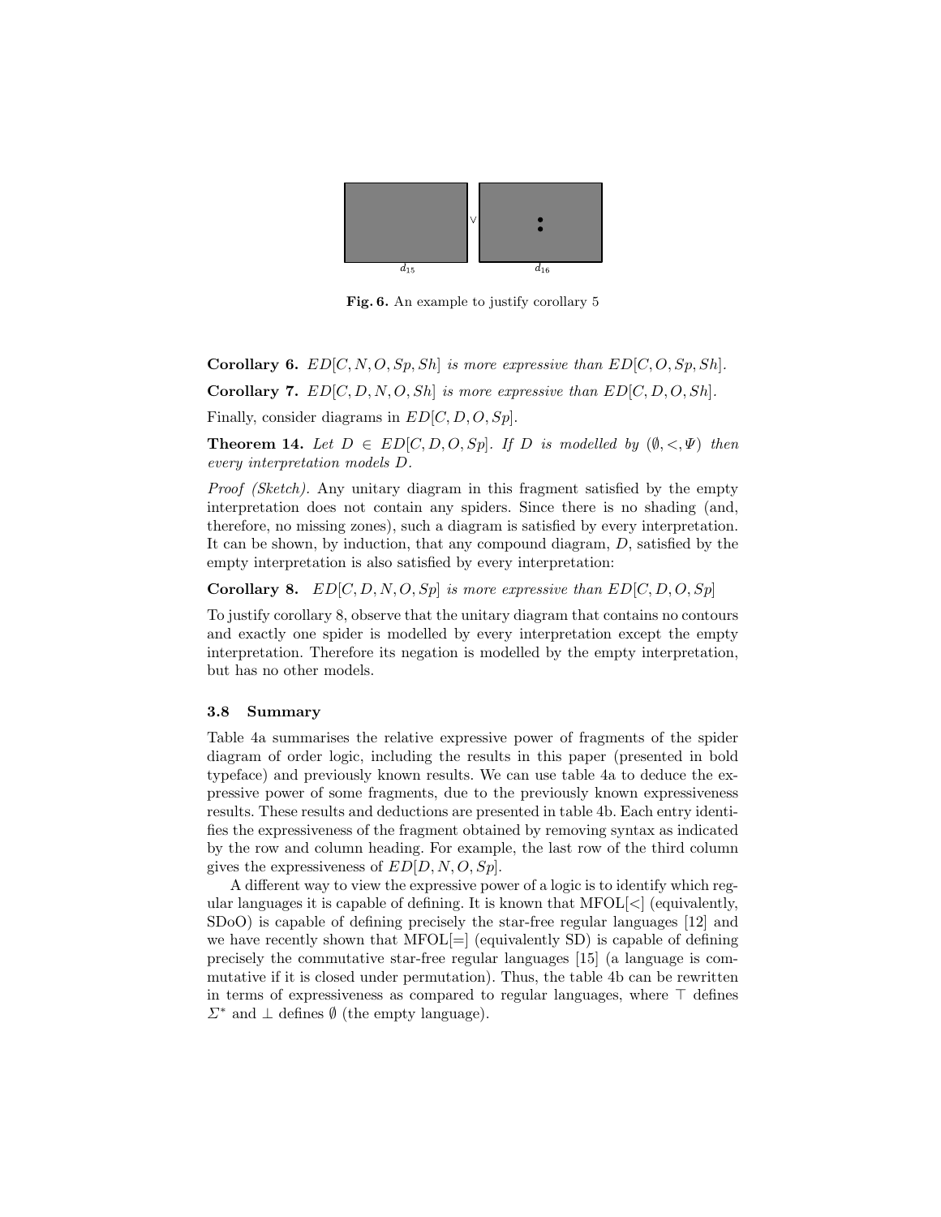Fig. 6. An example to justify corollary 5

**Corollary 6.** *$ED[C, N, O, Sp, Sh]$ is more expressive than $ED[C, O, Sp, Sh]$.*

**Corollary 7.** *$ED[C, D, N, O, Sh]$ is more expressive than $ED[C, D, O, Sh]$.*

Finally, consider diagrams in $ED[C, D, O, Sp]$.

**Theorem 14.** *Let $D \in ED[C, D, O, Sp]$. If $D$ is modelled by $(\emptyset, <, \Psi)$ then every interpretation models $D$.*

*Proof (Sketch).* Any unitary diagram in this fragment satisfied by the empty interpretation does not contain any spiders. Since there is no shading (and, therefore, no missing zones), such a diagram is satisfied by every interpretation. It can be shown, by induction, that any compound diagram, $D$, satisfied by the empty interpretation is also satisfied by every interpretation:

**Corollary 8.** *$ED[C, D, N, O, Sp]$ is more expressive than $ED[C, D, O, Sp]$*

To justify corollary 8, observe that the unitary diagram that contains no contours and exactly one spider is modelled by every interpretation except the empty interpretation. Therefore its negation is modelled by the empty interpretation, but has no other models.

### 3.8 Summary

Table 4a summarises the relative expressive power of fragments of the spider diagram of order logic, including the results in this paper (presented in bold typeface) and previously known results. We can use table 4a to deduce the expressive power of some fragments, due to the previously known expressiveness results. These results and deductions are presented in table 4b. Each entry identifies the expressiveness of the fragment obtained by removing syntax as indicated by the row and column heading. For example, the last row of the third column gives the expressiveness of $ED[D, N, O, Sp]$.

A different way to view the expressive power of a logic is to identify which regular languages it is capable of defining. It is known that MFOL[<] (equivalently, SDoO) is capable of defining precisely the star-free regular languages [12] and we have recently shown that MFOL[=] (equivalently SD) is capable of defining precisely the commutative star-free regular languages [15] (a language is commutative if it is closed under permutation). Thus, the table 4b can be rewritten in terms of expressiveness as compared to regular languages, where $\top$ defines $\Sigma^*$ and $\bot$ defines $\emptyset$ (the empty language).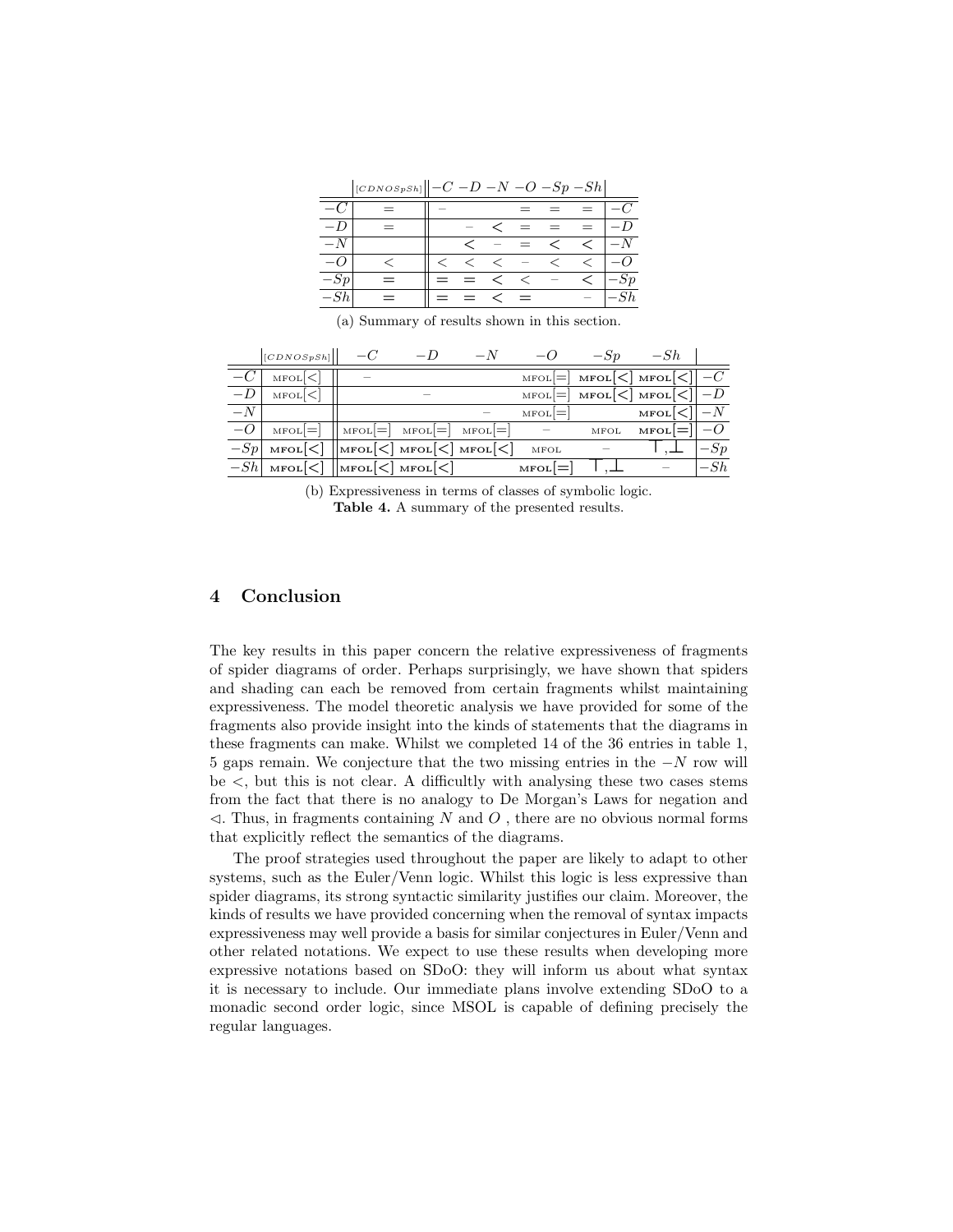| | [CDNOSpSh] | −C | −D | −N | −O | −Sp | −Sh | |
|---|---|---|---|---|---|---|---|---|
| −C | = | – | | | = | = | = | −C |
| −D | = | | – | < | = | = | = | −D |
| −N | | | < | – | = | < | < | −N |
| −O | < | < | < | < | – | < | < | −O |
| −Sp | = | = | = | < | < | – | < | −Sp |
| −Sh | = | = | = | < | = | | – | −Sh |

(a) Summary of results shown in this section.

| | [CDNOSpSh] | −C | −D | −N | −O | −Sp | −Sh | |
|---|---|---|---|---|---|---|---|---|
| −C | MFOL[<] | – | | | MFOL[=] | **MFOL[<]** | **MFOL[<]** | −C |
| −D | MFOL[<] | | – | | MFOL[=] | **MFOL[<]** | **MFOL[<]** | −D |
| −N | | | | – | MFOL[=] | | **MFOL[<]** | −N |
| −O | MFOL[=] | MFOL[=] | MFOL[=] | MFOL[=] | – | MFOL | **MFOL[=]** | −O |
| −Sp | **MFOL[<]** | **MFOL[<]** | **MFOL[<]** | **MFOL[<]** | MFOL | – | ⊤,⊥ | −Sp |
| −Sh | **MFOL[<]** | **MFOL[<]** | **MFOL[<]** | | **MFOL[=]** | ⊤,⊥ | – | −Sh |

(b) Expressiveness in terms of classes of symbolic logic.

**Table 4.** A summary of the presented results.

## 4 Conclusion

The key results in this paper concern the relative expressiveness of fragments of spider diagrams of order. Perhaps surprisingly, we have shown that spiders and shading can each be removed from certain fragments whilst maintaining expressiveness. The model theoretic analysis we have provided for some of the fragments also provide insight into the kinds of statements that the diagrams in these fragments can make. Whilst we completed 14 of the 36 entries in table 1, 5 gaps remain. We conjecture that the two missing entries in the $-N$ row will be $<$, but this is not clear. A difficultly with analysing these two cases stems from the fact that there is no analogy to De Morgan's Laws for negation and $\lhd$. Thus, in fragments containing $N$ and $O$ , there are no obvious normal forms that explicitly reflect the semantics of the diagrams.

The proof strategies used throughout the paper are likely to adapt to other systems, such as the Euler/Venn logic. Whilst this logic is less expressive than spider diagrams, its strong syntactic similarity justifies our claim. Moreover, the kinds of results we have provided concerning when the removal of syntax impacts expressiveness may well provide a basis for similar conjectures in Euler/Venn and other related notations. We expect to use these results when developing more expressive notations based on SDoO: they will inform us about what syntax it is necessary to include. Our immediate plans involve extending SDoO to a monadic second order logic, since MSOL is capable of defining precisely the regular languages.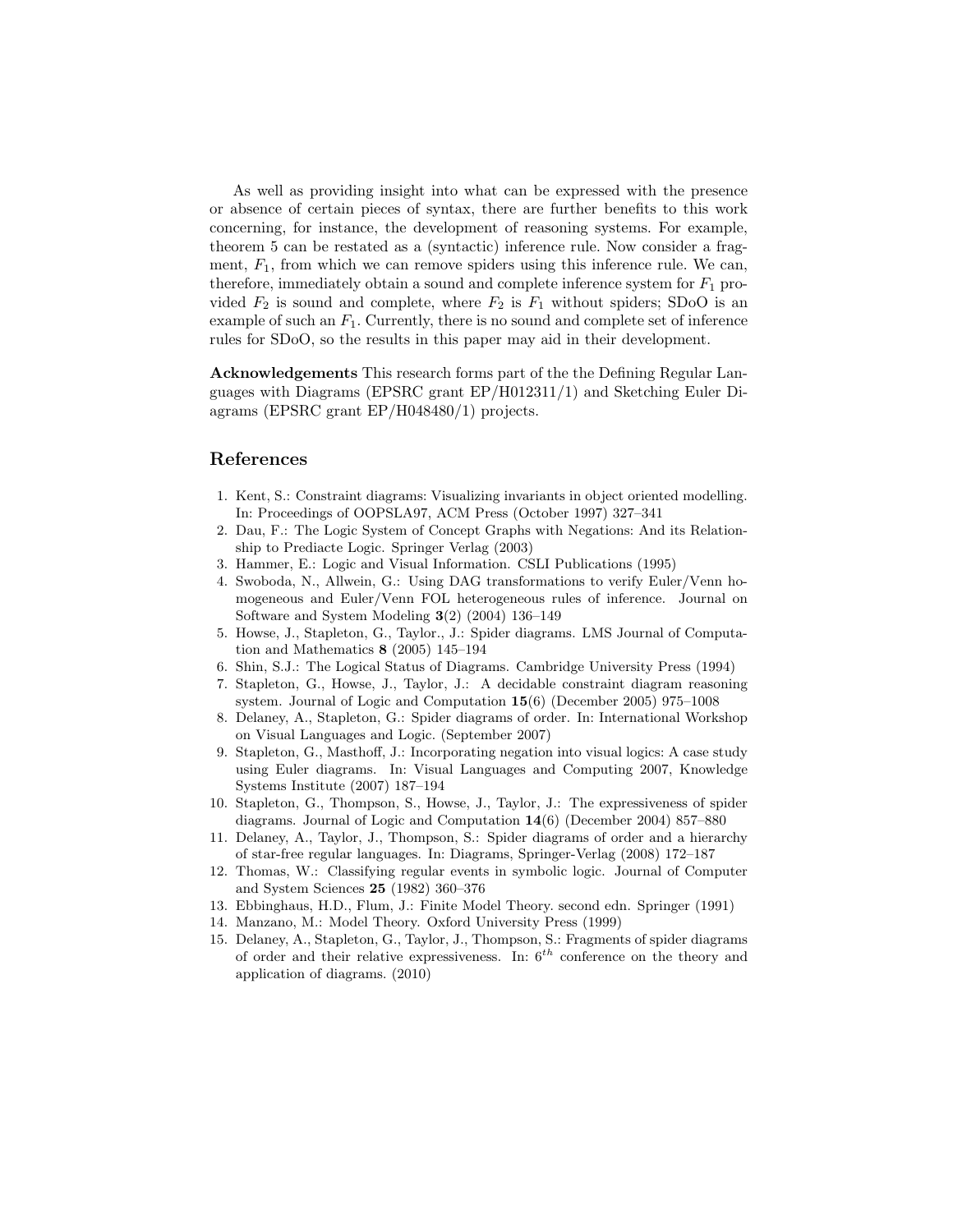As well as providing insight into what can be expressed with the presence or absence of certain pieces of syntax, there are further benefits to this work concerning, for instance, the development of reasoning systems. For example, theorem 5 can be restated as a (syntactic) inference rule. Now consider a fragment, $F_1$, from which we can remove spiders using this inference rule. We can, therefore, immediately obtain a sound and complete inference system for $F_1$ provided $F_2$ is sound and complete, where $F_2$ is $F_1$ without spiders; SDoO is an example of such an $F_1$. Currently, there is no sound and complete set of inference rules for SDoO, so the results in this paper may aid in their development.

**Acknowledgements** This research forms part of the the Defining Regular Languages with Diagrams (EPSRC grant EP/H012311/1) and Sketching Euler Diagrams (EPSRC grant EP/H048480/1) projects.

## References

1. Kent, S.: Constraint diagrams: Visualizing invariants in object oriented modelling. In: Proceedings of OOPSLA97, ACM Press (October 1997) 327–341
2. Dau, F.: The Logic System of Concept Graphs with Negations: And its Relationship to Prediacte Logic. Springer Verlag (2003)
3. Hammer, E.: Logic and Visual Information. CSLI Publications (1995)
4. Swoboda, N., Allwein, G.: Using DAG transformations to verify Euler/Venn homogeneous and Euler/Venn FOL heterogeneous rules of inference. Journal on Software and System Modeling **3**(2) (2004) 136–149
5. Howse, J., Stapleton, G., Taylor., J.: Spider diagrams. LMS Journal of Computation and Mathematics **8** (2005) 145–194
6. Shin, S.J.: The Logical Status of Diagrams. Cambridge University Press (1994)
7. Stapleton, G., Howse, J., Taylor, J.: A decidable constraint diagram reasoning system. Journal of Logic and Computation **15**(6) (December 2005) 975–1008
8. Delaney, A., Stapleton, G.: Spider diagrams of order. In: International Workshop on Visual Languages and Logic. (September 2007)
9. Stapleton, G., Masthoff, J.: Incorporating negation into visual logics: A case study using Euler diagrams. In: Visual Languages and Computing 2007, Knowledge Systems Institute (2007) 187–194
10. Stapleton, G., Thompson, S., Howse, J., Taylor, J.: The expressiveness of spider diagrams. Journal of Logic and Computation **14**(6) (December 2004) 857–880
11. Delaney, A., Taylor, J., Thompson, S.: Spider diagrams of order and a hierarchy of star-free regular languages. In: Diagrams, Springer-Verlag (2008) 172–187
12. Thomas, W.: Classifying regular events in symbolic logic. Journal of Computer and System Sciences **25** (1982) 360–376
13. Ebbinghaus, H.D., Flum, J.: Finite Model Theory. second edn. Springer (1991)
14. Manzano, M.: Model Theory. Oxford University Press (1999)
15. Delaney, A., Stapleton, G., Taylor, J., Thompson, S.: Fragments of spider diagrams of order and their relative expressiveness. In: $6^{th}$ conference on the theory and application of diagrams. (2010)